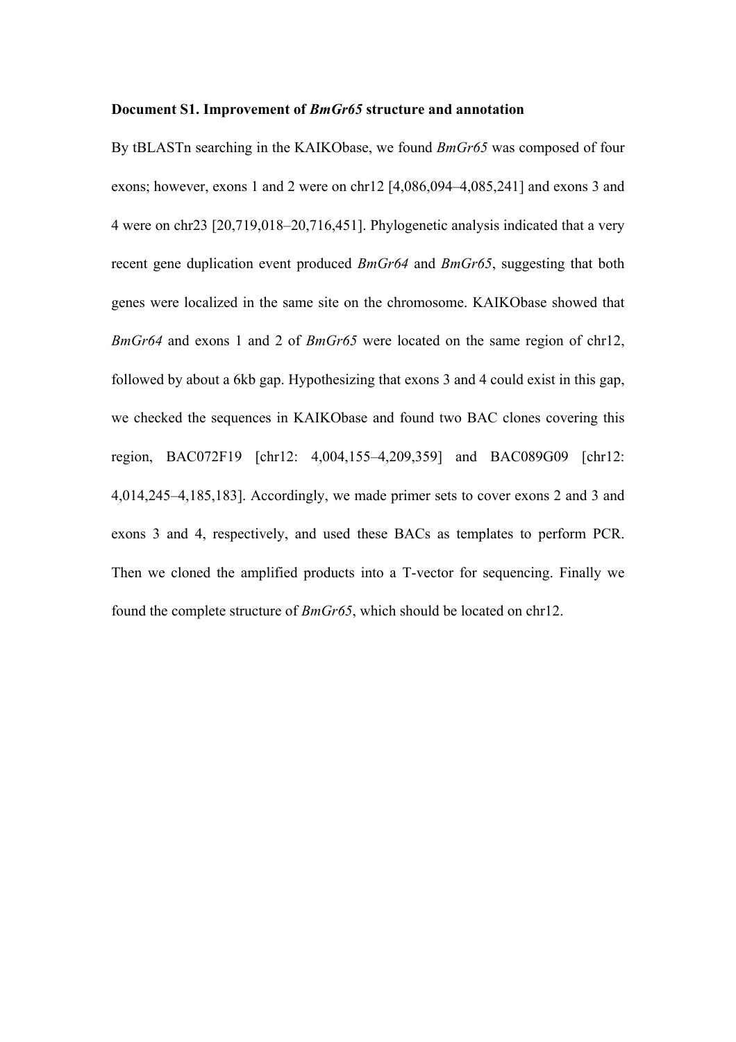**Document S1. Improvement of *BmGr65* structure and annotation**

By tBLASTn searching in the KAIKObase, we found *BmGr65* was composed of four exons; however, exons 1 and 2 were on chr12 [4,086,094–4,085,241] and exons 3 and 4 were on chr23 [20,719,018–20,716,451]. Phylogenetic analysis indicated that a very recent gene duplication event produced *BmGr64* and *BmGr65*, suggesting that both genes were localized in the same site on the chromosome. KAIKObase showed that *BmGr64* and exons 1 and 2 of *BmGr65* were located on the same region of chr12, followed by about a 6kb gap. Hypothesizing that exons 3 and 4 could exist in this gap, we checked the sequences in KAIKObase and found two BAC clones covering this region, BAC072F19 [chr12: 4,004,155–4,209,359] and BAC089G09 [chr12: 4,014,245–4,185,183]. Accordingly, we made primer sets to cover exons 2 and 3 and exons 3 and 4, respectively, and used these BACs as templates to perform PCR. Then we cloned the amplified products into a T-vector for sequencing. Finally we found the complete structure of *BmGr65*, which should be located on chr12.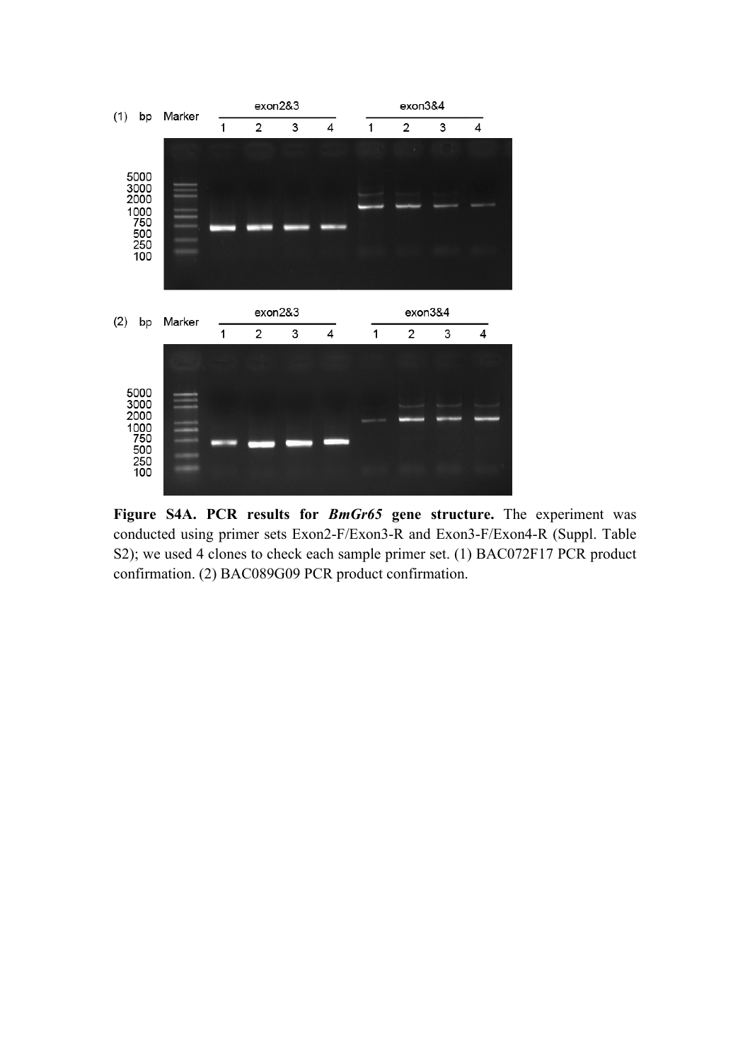**Figure S4A. PCR results for *BmGr65* gene structure.** The experiment was conducted using primer sets Exon2-F/Exon3-R and Exon3-F/Exon4-R (Suppl. Table S2); we used 4 clones to check each sample primer set. (1) BAC072F17 PCR product confirmation. (2) BAC089G09 PCR product confirmation.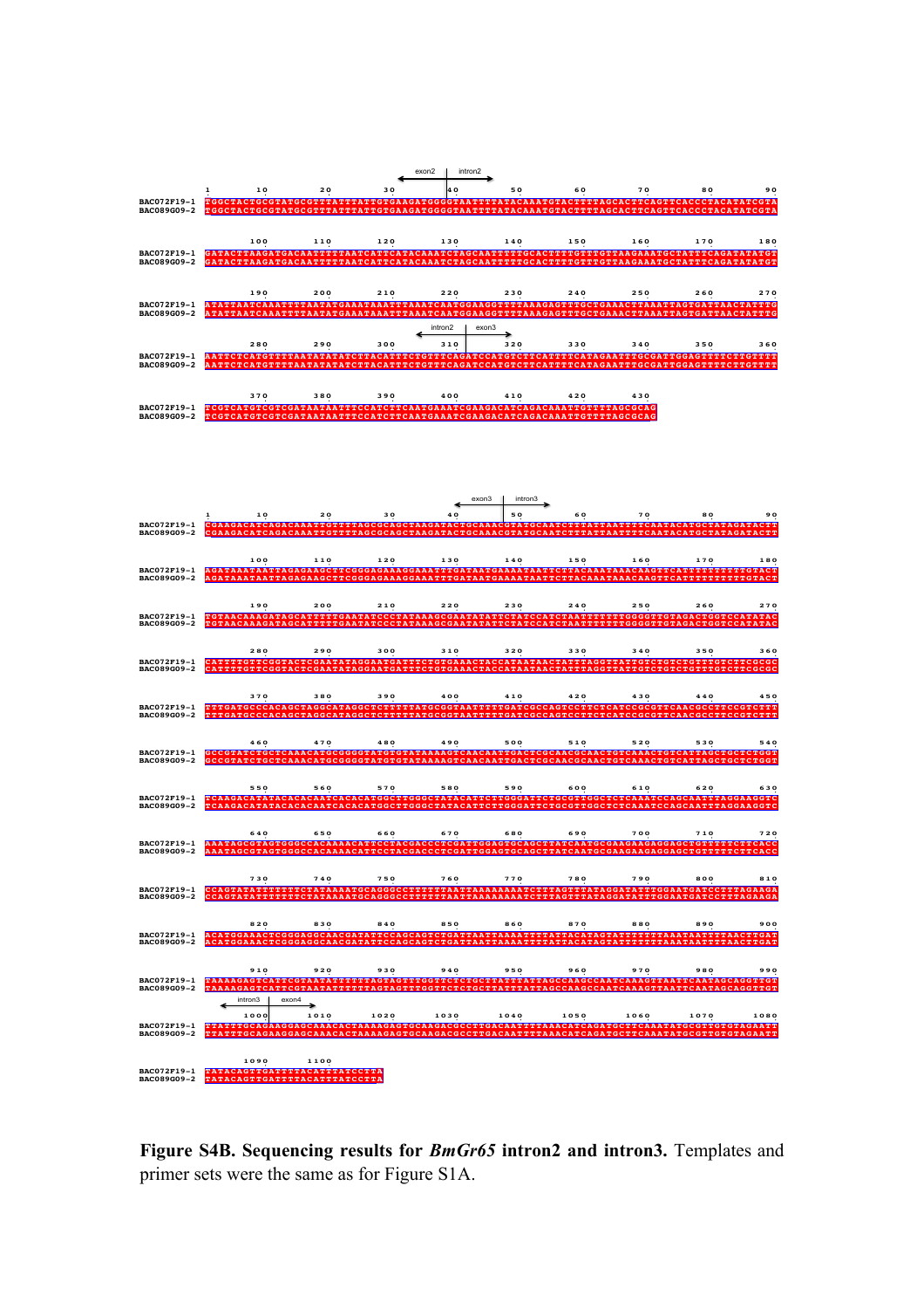**Figure S4B. Sequencing results for *BmGr65* intron2 and intron3.** Templates and primer sets were the same as for Figure S1A.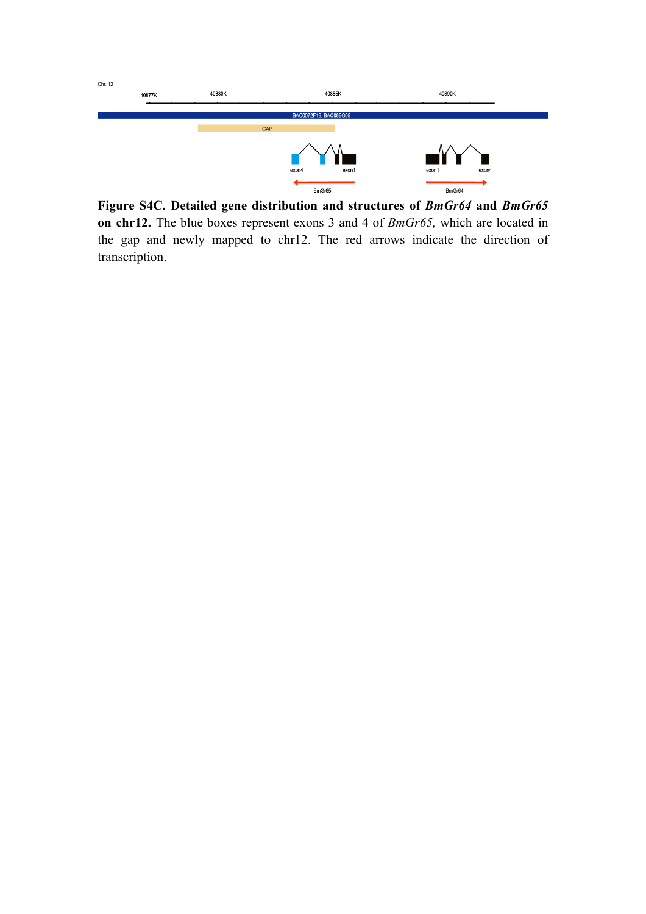Chr. 12

40877K

40880K

40885K

40890K

BAC0072F19, BAC089G09

GAP

exon4

exon1

BmGr65

exon1

exon4

BmGr64

**Figure S4C. Detailed gene distribution and structures of *BmGr64* and *BmGr65* on chr12.** The blue boxes represent exons 3 and 4 of *BmGr65,* which are located in the gap and newly mapped to chr12. The red arrows indicate the direction of transcription.